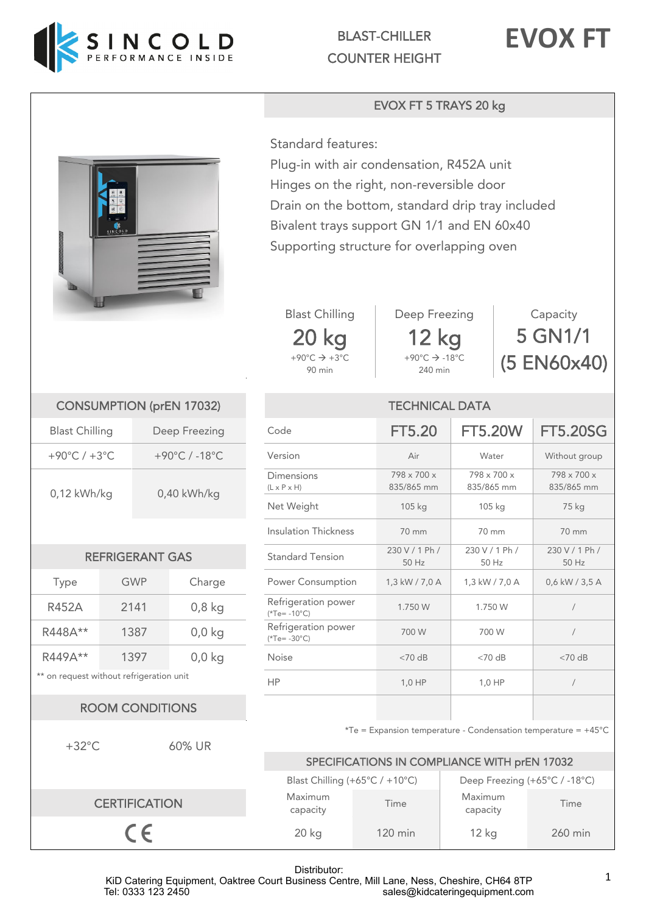# BLAST-CHILLER COUNTER HEIGHT

# EVOX FT

## EVOX FT 5 TRAYS 20 kg

Standard features:
Plug-in with air condensation, R452A unit
Hinges on the right, non-reversible door
Drain on the bottom, standard drip tray included
Bivalent trays support GN 1/1 and EN 60x40
Supporting structure for overlapping oven

| Blast Chilling | Deep Freezing | Capacity |
|---|---|---|
| 20 kg | 12 kg | 5 GN1/1 |
| +90°C → +3°C | +90°C → -18°C | (5 EN60x40) |
| 90 min | 240 min | |

### CONSUMPTION (prEN 17032)

| Blast Chilling | Deep Freezing |
|---|---|
| +90°C / +3°C | +90°C / -18°C |
| 0,12 kWh/kg | 0,40 kWh/kg |

### REFRIGERANT GAS

| Type | GWP | Charge |
|---|---|---|
| R452A | 2141 | 0,8 kg |
| R448A** | 1387 | 0,0 kg |
| R449A** | 1397 | 0,0 kg |

** on request without refrigeration unit

### ROOM CONDITIONS

+32°C 60% UR

### CERTIFICATION

CE

### TECHNICAL DATA

| Code | FT5.20 | FT5.20W | FT5.20SG |
|---|---|---|---|
| Version | Air | Water | Without group |
| Dimensions (L x P x H) | 798 x 700 x 835/865 mm | 798 x 700 x 835/865 mm | 798 x 700 x 835/865 mm |
| Net Weight | 105 kg | 105 kg | 75 kg |
| Insulation Thickness | 70 mm | 70 mm | 70 mm |
| Standard Tension | 230 V / 1 Ph / 50 Hz | 230 V / 1 Ph / 50 Hz | 230 V / 1 Ph / 50 Hz |
| Power Consumption | 1,3 kW / 7,0 A | 1,3 kW / 7,0 A | 0,6 kW / 3,5 A |
| Refrigeration power (*Te= -10°C) | 1.750 W | 1.750 W | / |
| Refrigeration power (*Te= -30°C) | 700 W | 700 W | / |
| Noise | <70 dB | <70 dB | <70 dB |
| HP | 1,0 HP | 1,0 HP | / |

*Te = Expansion temperature - Condensation temperature = +45°C

### SPECIFICATIONS IN COMPLIANCE WITH prEN 17032

| Blast Chilling (+65°C / +10°C) | | Deep Freezing (+65°C / -18°C) | |
|---|---|---|---|
| Maximum capacity | Time | Maximum capacity | Time |
| 20 kg | 120 min | 12 kg | 260 min |

Distributor:
KiD Catering Equipment, Oaktree Court Business Centre, Mill Lane, Ness, Cheshire, CH64 8TP
Tel: 0333 123 2450 sales@kidcateringequipment.com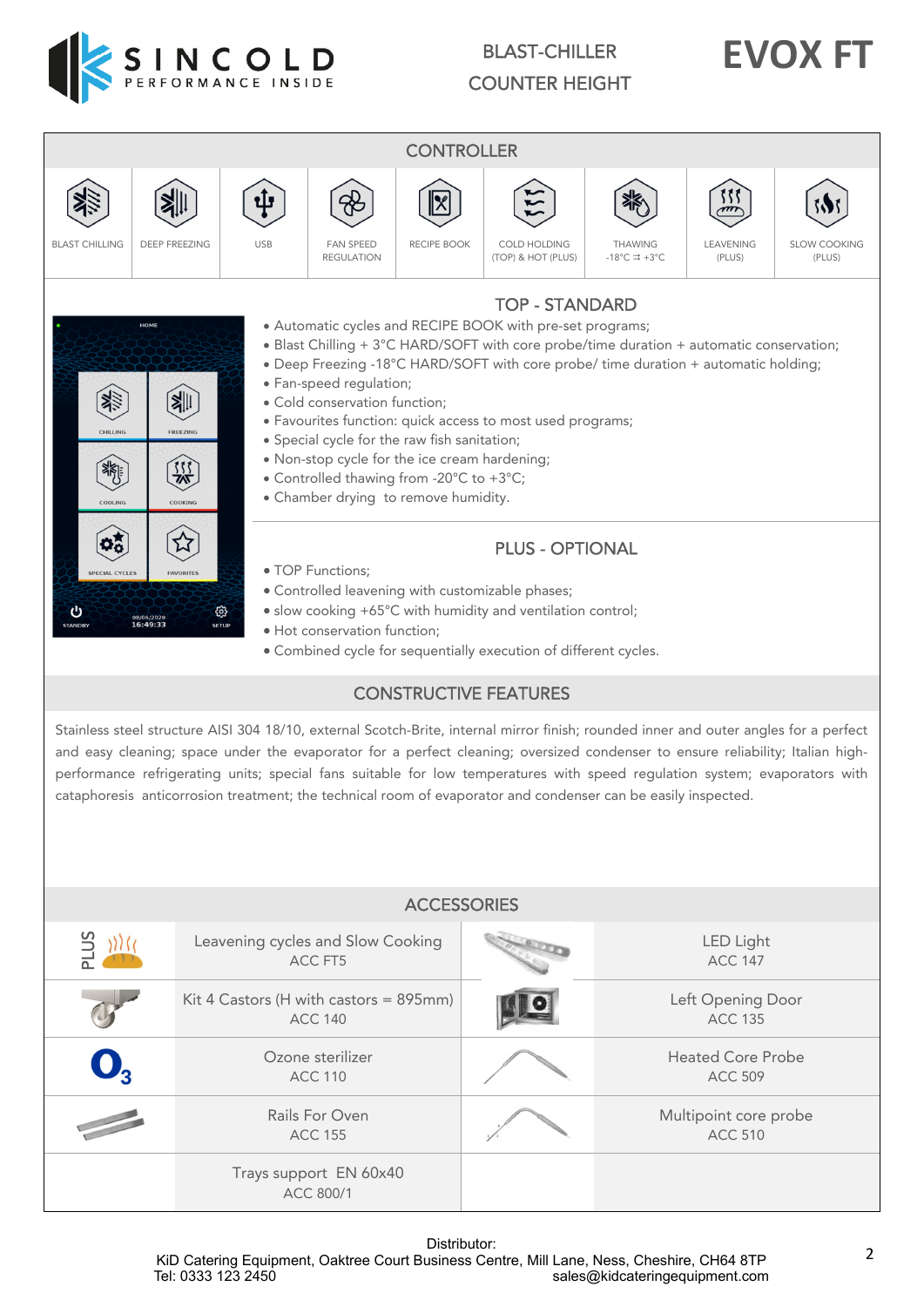# SINCOLD PERFORMANCE INSIDE

BLAST-CHILLER
COUNTER HEIGHT

# EVOX FT

## CONTROLLER

| BLAST CHILLING | DEEP FREEZING | USB | FAN SPEED REGULATION | RECIPE BOOK | COLD HOLDING (TOP) & HOT (PLUS) | THAWING -18°C ⇄ +3°C | LEAVENING (PLUS) | SLOW COOKING (PLUS) |
|---|---|---|---|---|---|---|---|---|

### TOP - STANDARD

- Automatic cycles and RECIPE BOOK with pre-set programs;
- Blast Chilling + 3°C HARD/SOFT with core probe/time duration + automatic conservation;
- Deep Freezing -18°C HARD/SOFT with core probe/ time duration + automatic holding;
- Fan-speed regulation;
- Cold conservation function;
- Favourites function: quick access to most used programs;
- Special cycle for the raw fish sanitation;
- Non-stop cycle for the ice cream hardening;
- Controlled thawing from -20°C to +3°C;
- Chamber drying to remove humidity.

### PLUS - OPTIONAL

- TOP Functions;
- Controlled leavening with customizable phases;
- slow cooking +65°C with humidity and ventilation control;
- Hot conservation function;
- Combined cycle for sequentially execution of different cycles.

## CONSTRUCTIVE FEATURES

Stainless steel structure AISI 304 18/10, external Scotch-Brite, internal mirror finish; rounded inner and outer angles for a perfect and easy cleaning; space under the evaporator for a perfect cleaning; oversized condenser to ensure reliability; Italian high-performance refrigerating units; special fans suitable for low temperatures with speed regulation system; evaporators with cataphoresis anticorrosion treatment; the technical room of evaporator and condenser can be easily inspected.

## ACCESSORIES

| Accessory | Accessory |
|---|---|
| Leavening cycles and Slow Cooking ACC FT5 | LED Light ACC 147 |
| Kit 4 Castors (H with castors = 895mm) ACC 140 | Left Opening Door ACC 135 |
| Ozone sterilizer ACC 110 | Heated Core Probe ACC 509 |
| Rails For Oven ACC 155 | Multipoint core probe ACC 510 |
| Trays support EN 60x40 ACC 800/1 | |

Distributor:
KiD Catering Equipment, Oaktree Court Business Centre, Mill Lane, Ness, Cheshire, CH64 8TP
Tel: 0333 123 2450 sales@kidcateringequipment.com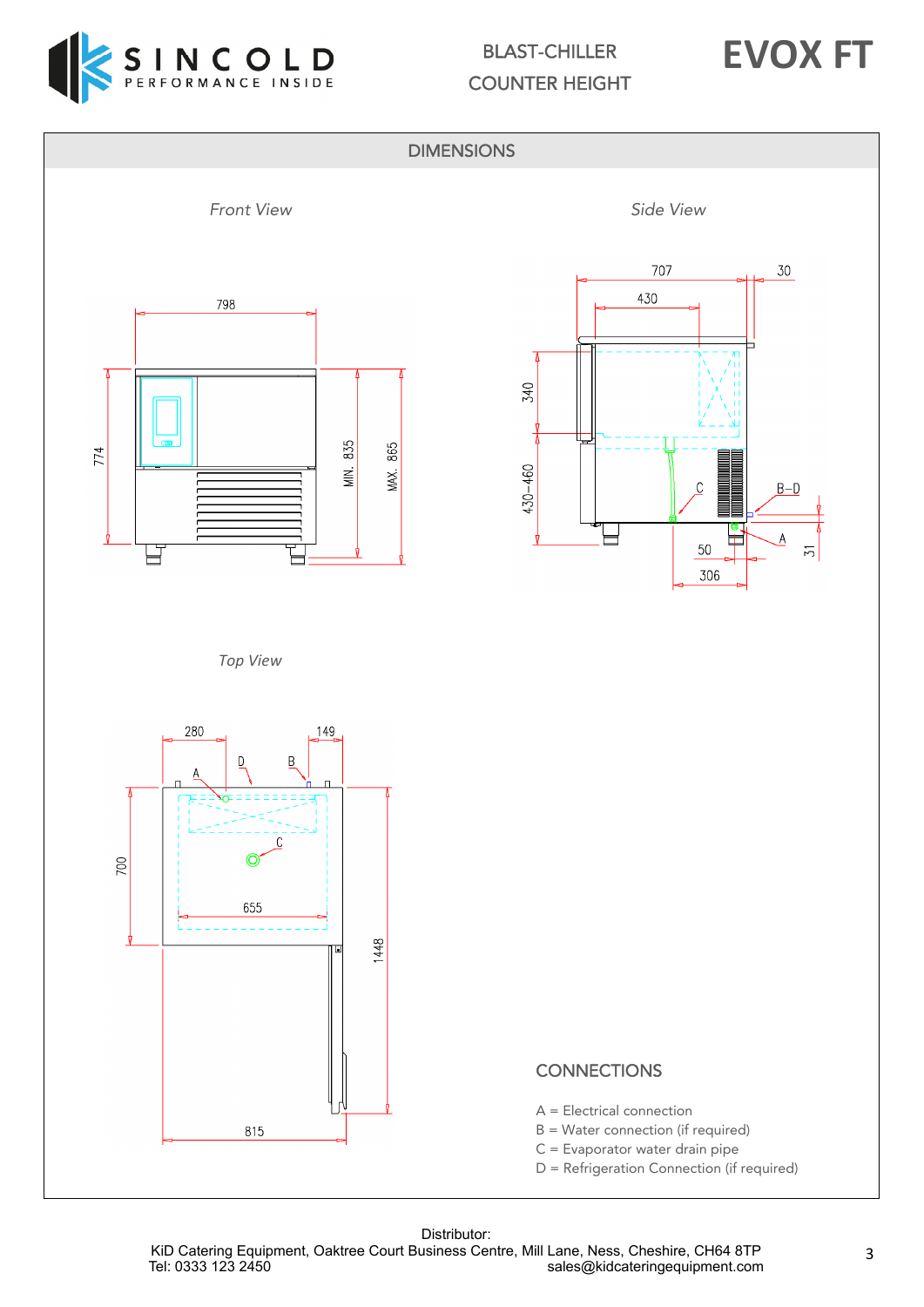SINCOLD
PERFORMANCE INSIDE

BLAST-CHILLER
COUNTER HEIGHT

# EVOX FT

## DIMENSIONS

*Front View*

798
774
MIN. 835
MAX. 865

*Side View*

707
30
430
340
430-460
C
B-D
A
50
306
31

*Top View*

280
149
A
D
B
C
700
655
1448
815

## CONNECTIONS

A = Electrical connection
B = Water connection (if required)
C = Evaporator water drain pipe
D = Refrigeration Connection (if required)

Distributor:
KiD Catering Equipment, Oaktree Court Business Centre, Mill Lane, Ness, Cheshire, CH64 8TP
Tel: 0333 123 2450 sales@kidcateringequipment.com